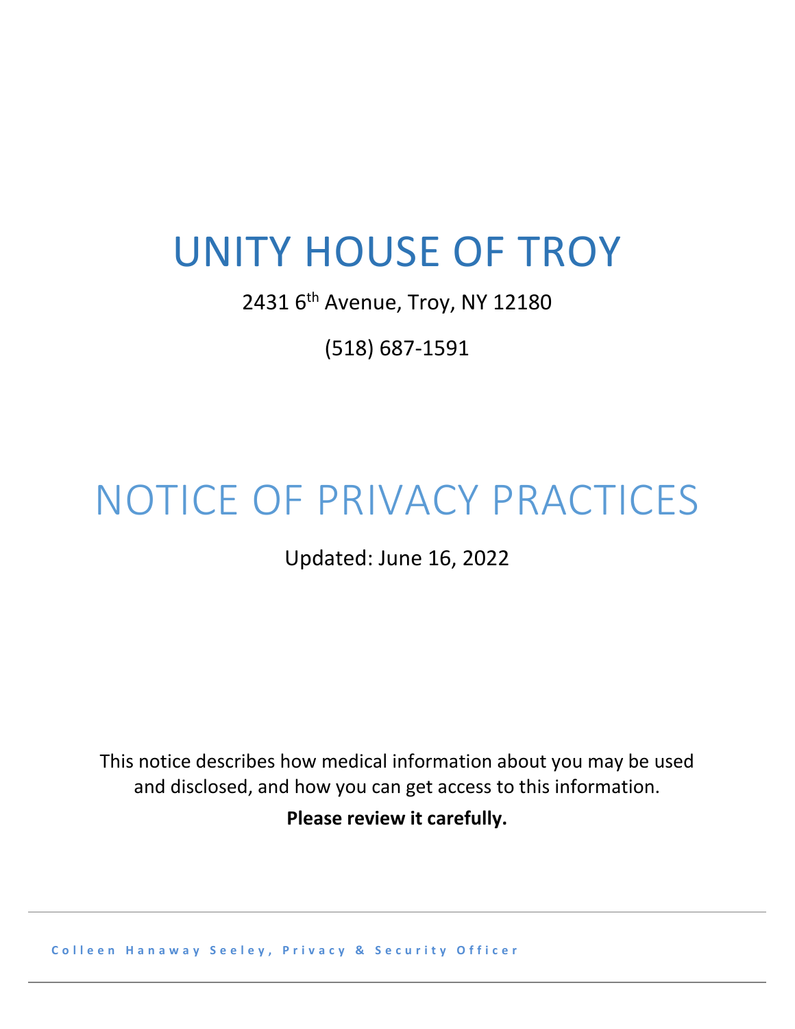# UNITY HOUSE OF TROY

2431 6th Avenue, Troy, NY 12180

(518) 687-1591

# NOTICE OF PRIVACY PRACTICES

Updated: June 16, 2022

This notice describes how medical information about you may be used and disclosed, and how you can get access to this information.

**Please review it carefully.**

Colleen Hanaway Seeley, Privacy & Security Officer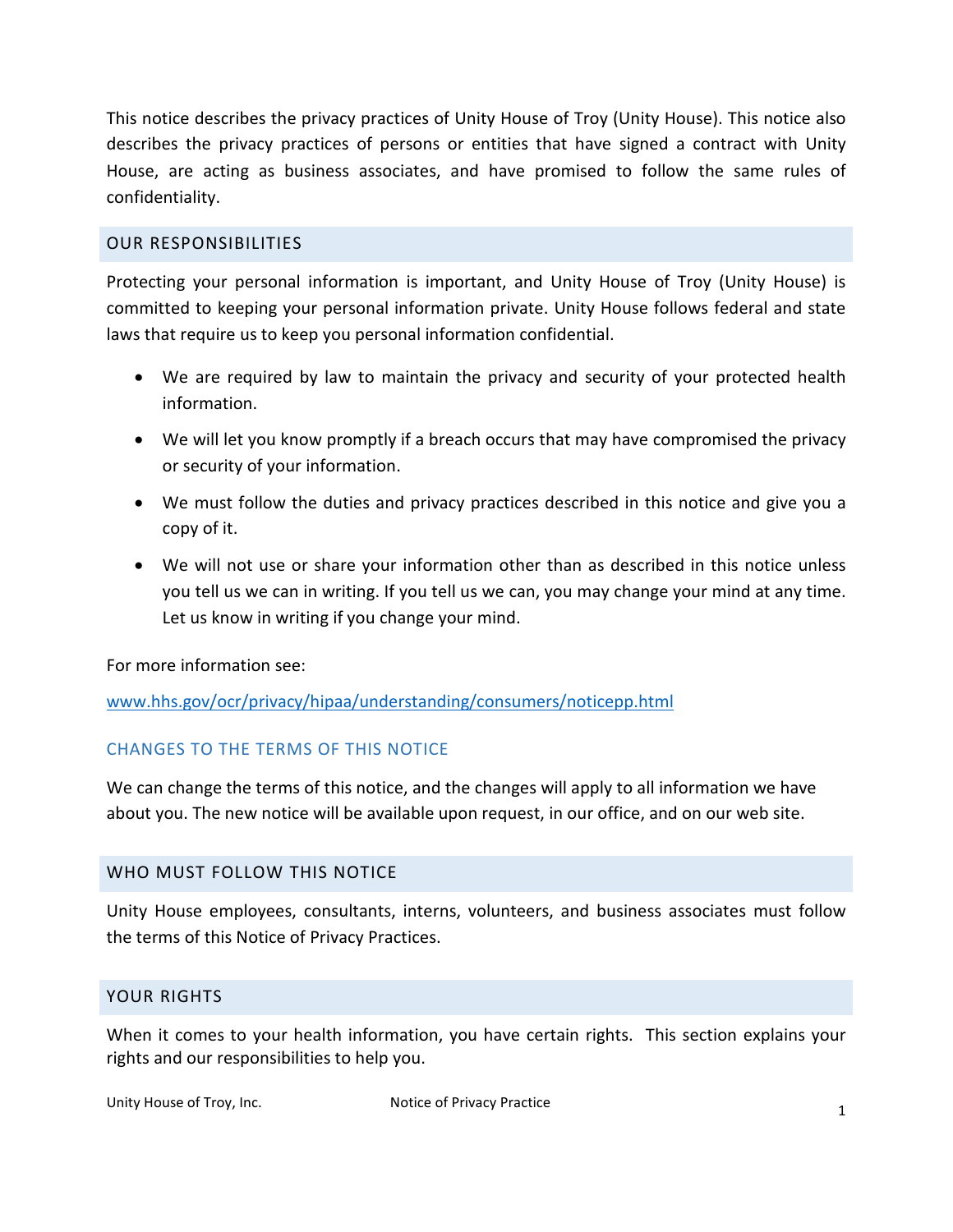This notice describes the privacy practices of Unity House of Troy (Unity House). This notice also describes the privacy practices of persons or entities that have signed a contract with Unity House, are acting as business associates, and have promised to follow the same rules of confidentiality.

## OUR RESPONSIBILITIES

Protecting your personal information is important, and Unity House of Troy (Unity House) is committed to keeping your personal information private. Unity House follows federal and state laws that require us to keep you personal information confidential.

- We are required by law to maintain the privacy and security of your protected health information.
- We will let you know promptly if a breach occurs that may have compromised the privacy or security of your information.
- We must follow the duties and privacy practices described in this notice and give you a copy of it.
- We will not use or share your information other than as described in this notice unless you tell us we can in writing. If you tell us we can, you may change your mind at any time. Let us know in writing if you change your mind.

For more information see:

[www.hhs.gov/ocr/privacy/hipaa/understanding/consumers/noticepp.html](www.hhs.gov/ocr/privacy/hipaa/understanding/consumers/noticepp.html)

### CHANGES TO THE TERMS OF THIS NOTICE

We can change the terms of this notice, and the changes will apply to all information we have about you. The new notice will be available upon request, in our office, and on our web site.

## WHO MUST FOLLOW THIS NOTICE

Unity House employees, consultants, interns, volunteers, and business associates must follow the terms of this Notice of Privacy Practices.

## YOUR RIGHTS

When it comes to your health information, you have certain rights. This section explains your rights and our responsibilities to help you.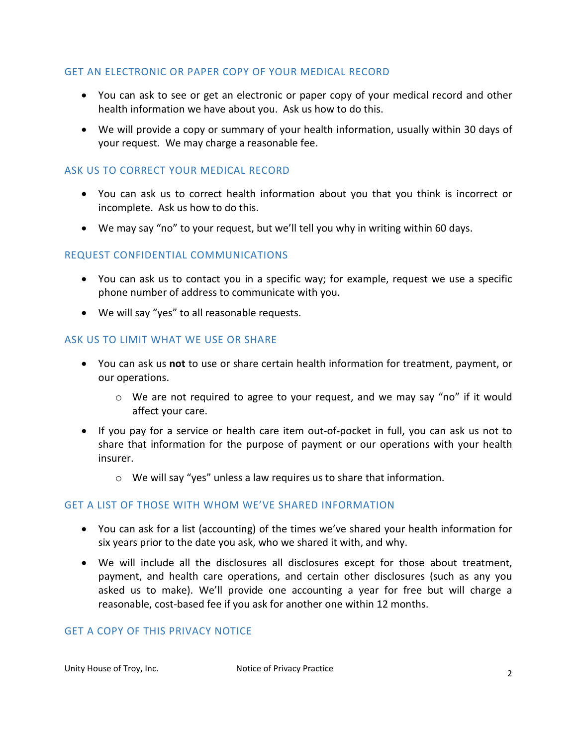## GET AN ELECTRONIC OR PAPER COPY OF YOUR MEDICAL RECORD

- You can ask to see or get an electronic or paper copy of your medical record and other health information we have about you. Ask us how to do this.
- We will provide a copy or summary of your health information, usually within 30 days of your request. We may charge a reasonable fee.

## ASK US TO CORRECT YOUR MEDICAL RECORD

- You can ask us to correct health information about you that you think is incorrect or incomplete. Ask us how to do this.
- We may say "no" to your request, but we'll tell you why in writing within 60 days.

## REQUEST CONFIDENTIAL COMMUNICATIONS

- You can ask us to contact you in a specific way; for example, request we use a specific phone number of address to communicate with you.
- We will say "yes" to all reasonable requests.

## ASK US TO LIMIT WHAT WE USE OR SHARE

- You can ask us **not** to use or share certain health information for treatment, payment, or our operations.
  - We are not required to agree to your request, and we may say "no" if it would affect your care.
- If you pay for a service or health care item out-of-pocket in full, you can ask us not to share that information for the purpose of payment or our operations with your health insurer.
  - We will say "yes" unless a law requires us to share that information.

## GET A LIST OF THOSE WITH WHOM WE'VE SHARED INFORMATION

- You can ask for a list (accounting) of the times we've shared your health information for six years prior to the date you ask, who we shared it with, and why.
- We will include all the disclosures all disclosures except for those about treatment, payment, and health care operations, and certain other disclosures (such as any you asked us to make). We'll provide one accounting a year for free but will charge a reasonable, cost-based fee if you ask for another one within 12 months.

## GET A COPY OF THIS PRIVACY NOTICE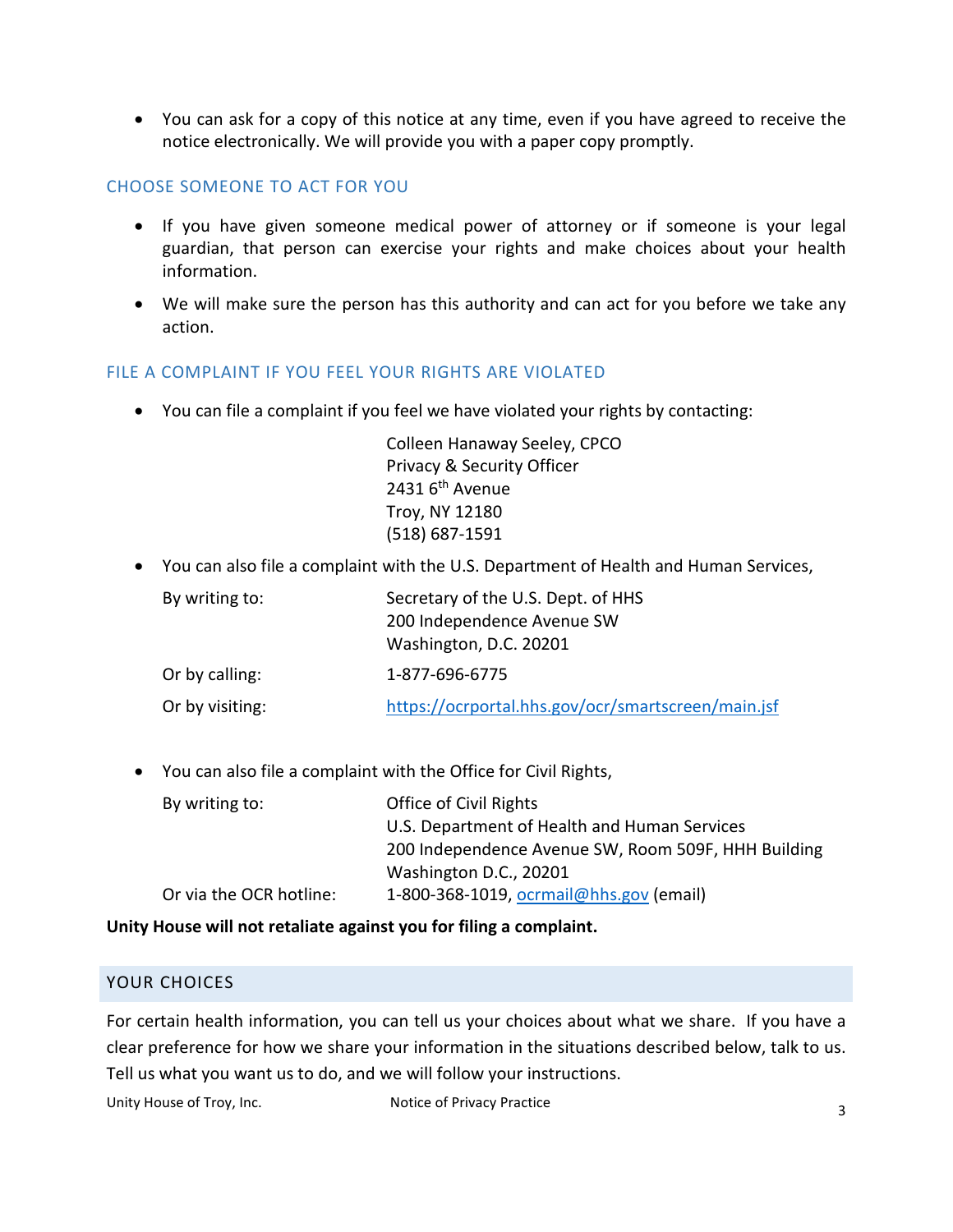- You can ask for a copy of this notice at any time, even if you have agreed to receive the notice electronically. We will provide you with a paper copy promptly.

### CHOOSE SOMEONE TO ACT FOR YOU

- If you have given someone medical power of attorney or if someone is your legal guardian, that person can exercise your rights and make choices about your health information.
- We will make sure the person has this authority and can act for you before we take any action.

### FILE A COMPLAINT IF YOU FEEL YOUR RIGHTS ARE VIOLATED

- You can file a complaint if you feel we have violated your rights by contacting:

  Colleen Hanaway Seeley, CPCO
  Privacy & Security Officer
  2431 6th Avenue
  Troy, NY 12180
  (518) 687-1591

- You can also file a complaint with the U.S. Department of Health and Human Services,

  By writing to: Secretary of the U.S. Dept. of HHS
  200 Independence Avenue SW
  Washington, D.C. 20201

  Or by calling: 1-877-696-6775

  Or by visiting: https://ocrportal.hhs.gov/ocr/smartscreen/main.jsf

- You can also file a complaint with the Office for Civil Rights,

  By writing to: Office of Civil Rights
  U.S. Department of Health and Human Services
  200 Independence Avenue SW, Room 509F, HHH Building
  Washington D.C., 20201

  Or via the OCR hotline: 1-800-368-1019, ocrmail@hhs.gov (email)

**Unity House will not retaliate against you for filing a complaint.**

## YOUR CHOICES

For certain health information, you can tell us your choices about what we share. If you have a clear preference for how we share your information in the situations described below, talk to us. Tell us what you want us to do, and we will follow your instructions.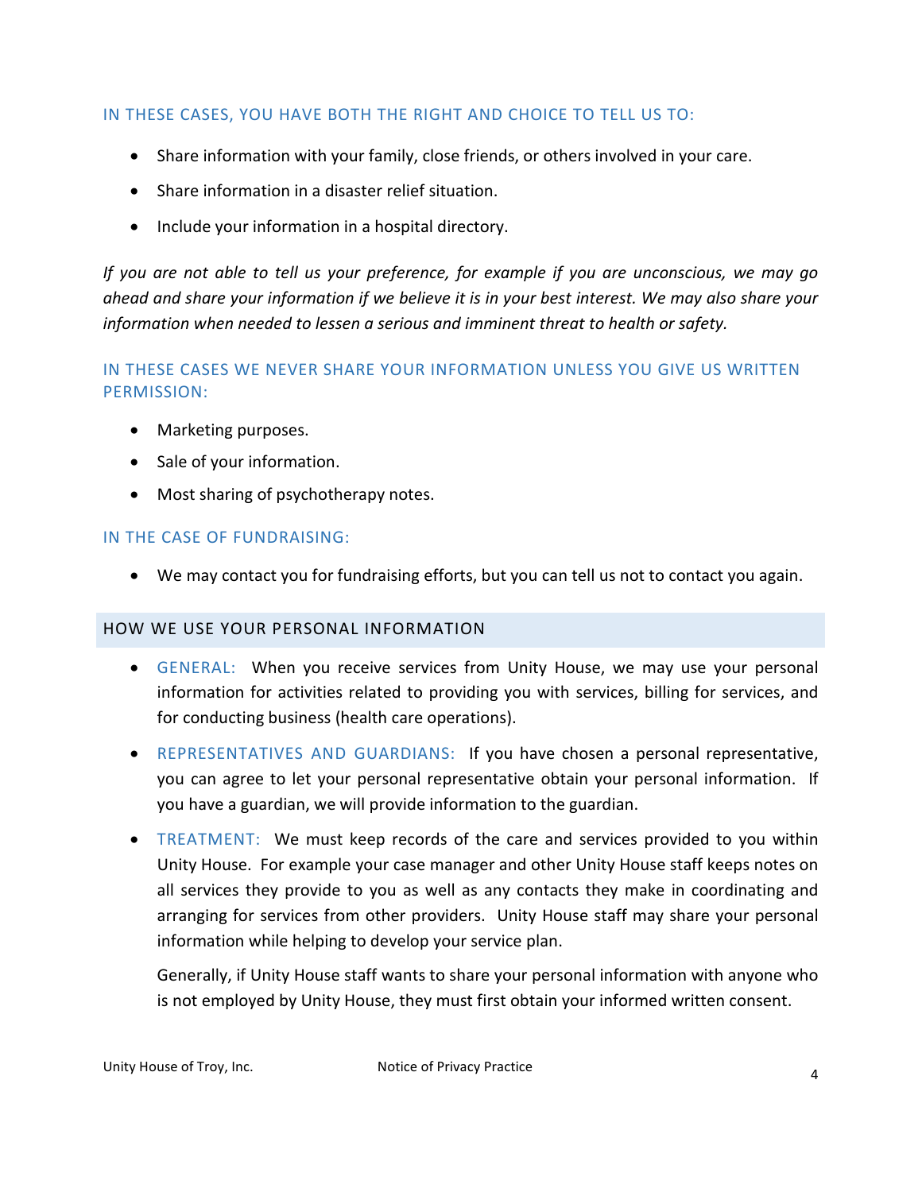### IN THESE CASES, YOU HAVE BOTH THE RIGHT AND CHOICE TO TELL US TO:

- Share information with your family, close friends, or others involved in your care.
- Share information in a disaster relief situation.
- Include your information in a hospital directory.

*If you are not able to tell us your preference, for example if you are unconscious, we may go ahead and share your information if we believe it is in your best interest. We may also share your information when needed to lessen a serious and imminent threat to health or safety.*

### IN THESE CASES WE NEVER SHARE YOUR INFORMATION UNLESS YOU GIVE US WRITTEN PERMISSION:

- Marketing purposes.
- Sale of your information.
- Most sharing of psychotherapy notes.

### IN THE CASE OF FUNDRAISING:

- We may contact you for fundraising efforts, but you can tell us not to contact you again.

## HOW WE USE YOUR PERSONAL INFORMATION

- GENERAL: When you receive services from Unity House, we may use your personal information for activities related to providing you with services, billing for services, and for conducting business (health care operations).
- REPRESENTATIVES AND GUARDIANS: If you have chosen a personal representative, you can agree to let your personal representative obtain your personal information. If you have a guardian, we will provide information to the guardian.
- TREATMENT: We must keep records of the care and services provided to you within Unity House. For example your case manager and other Unity House staff keeps notes on all services they provide to you as well as any contacts they make in coordinating and arranging for services from other providers. Unity House staff may share your personal information while helping to develop your service plan.

  Generally, if Unity House staff wants to share your personal information with anyone who is not employed by Unity House, they must first obtain your informed written consent.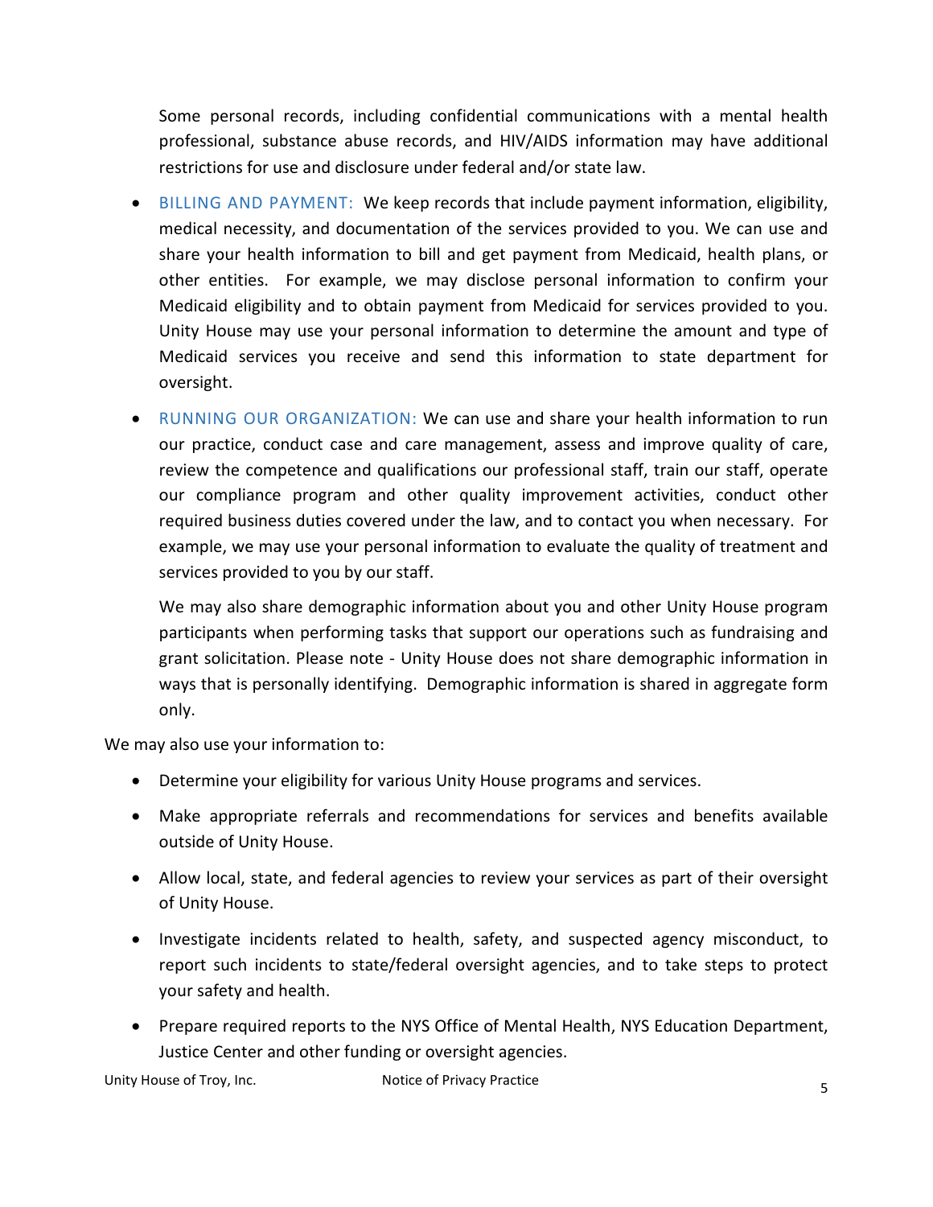Some personal records, including confidential communications with a mental health professional, substance abuse records, and HIV/AIDS information may have additional restrictions for use and disclosure under federal and/or state law.

- BILLING AND PAYMENT: We keep records that include payment information, eligibility, medical necessity, and documentation of the services provided to you. We can use and share your health information to bill and get payment from Medicaid, health plans, or other entities. For example, we may disclose personal information to confirm your Medicaid eligibility and to obtain payment from Medicaid for services provided to you. Unity House may use your personal information to determine the amount and type of Medicaid services you receive and send this information to state department for oversight.
- RUNNING OUR ORGANIZATION: We can use and share your health information to run our practice, conduct case and care management, assess and improve quality of care, review the competence and qualifications our professional staff, train our staff, operate our compliance program and other quality improvement activities, conduct other required business duties covered under the law, and to contact you when necessary. For example, we may use your personal information to evaluate the quality of treatment and services provided to you by our staff.

  We may also share demographic information about you and other Unity House program participants when performing tasks that support our operations such as fundraising and grant solicitation. Please note - Unity House does not share demographic information in ways that is personally identifying. Demographic information is shared in aggregate form only.

We may also use your information to:

- Determine your eligibility for various Unity House programs and services.
- Make appropriate referrals and recommendations for services and benefits available outside of Unity House.
- Allow local, state, and federal agencies to review your services as part of their oversight of Unity House.
- Investigate incidents related to health, safety, and suspected agency misconduct, to report such incidents to state/federal oversight agencies, and to take steps to protect your safety and health.
- Prepare required reports to the NYS Office of Mental Health, NYS Education Department, Justice Center and other funding or oversight agencies.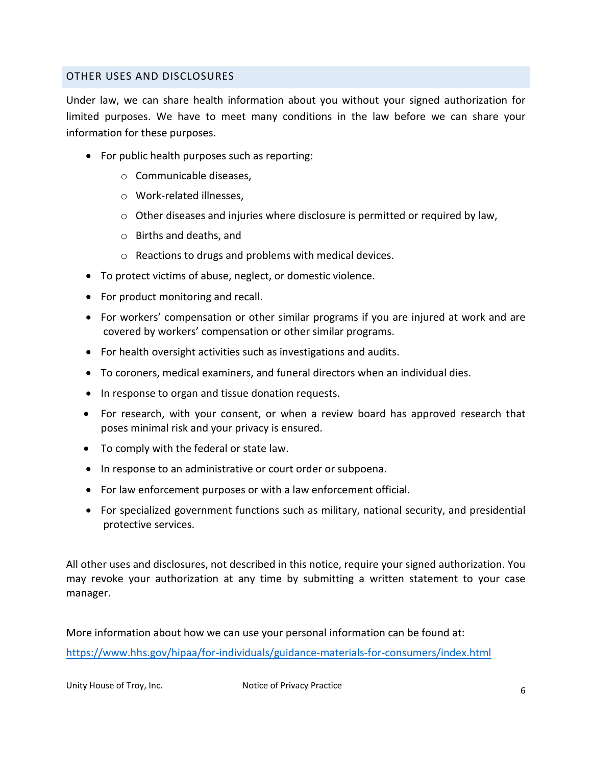## OTHER USES AND DISCLOSURES

Under law, we can share health information about you without your signed authorization for limited purposes. We have to meet many conditions in the law before we can share your information for these purposes.

- For public health purposes such as reporting:
  - Communicable diseases,
  - Work-related illnesses,
  - Other diseases and injuries where disclosure is permitted or required by law,
  - Births and deaths, and
  - Reactions to drugs and problems with medical devices.
- To protect victims of abuse, neglect, or domestic violence.
- For product monitoring and recall.
- For workers' compensation or other similar programs if you are injured at work and are covered by workers' compensation or other similar programs.
- For health oversight activities such as investigations and audits.
- To coroners, medical examiners, and funeral directors when an individual dies.
- In response to organ and tissue donation requests.
- For research, with your consent, or when a review board has approved research that poses minimal risk and your privacy is ensured.
- To comply with the federal or state law.
- In response to an administrative or court order or subpoena.
- For law enforcement purposes or with a law enforcement official.
- For specialized government functions such as military, national security, and presidential protective services.

All other uses and disclosures, not described in this notice, require your signed authorization. You may revoke your authorization at any time by submitting a written statement to your case manager.

More information about how we can use your personal information can be found at:

[https://www.hhs.gov/hipaa/for-individuals/guidance-materials-for-consumers/index.html](https://www.hhs.gov/hipaa/for-individuals/guidance-materials-for-consumers/index.html)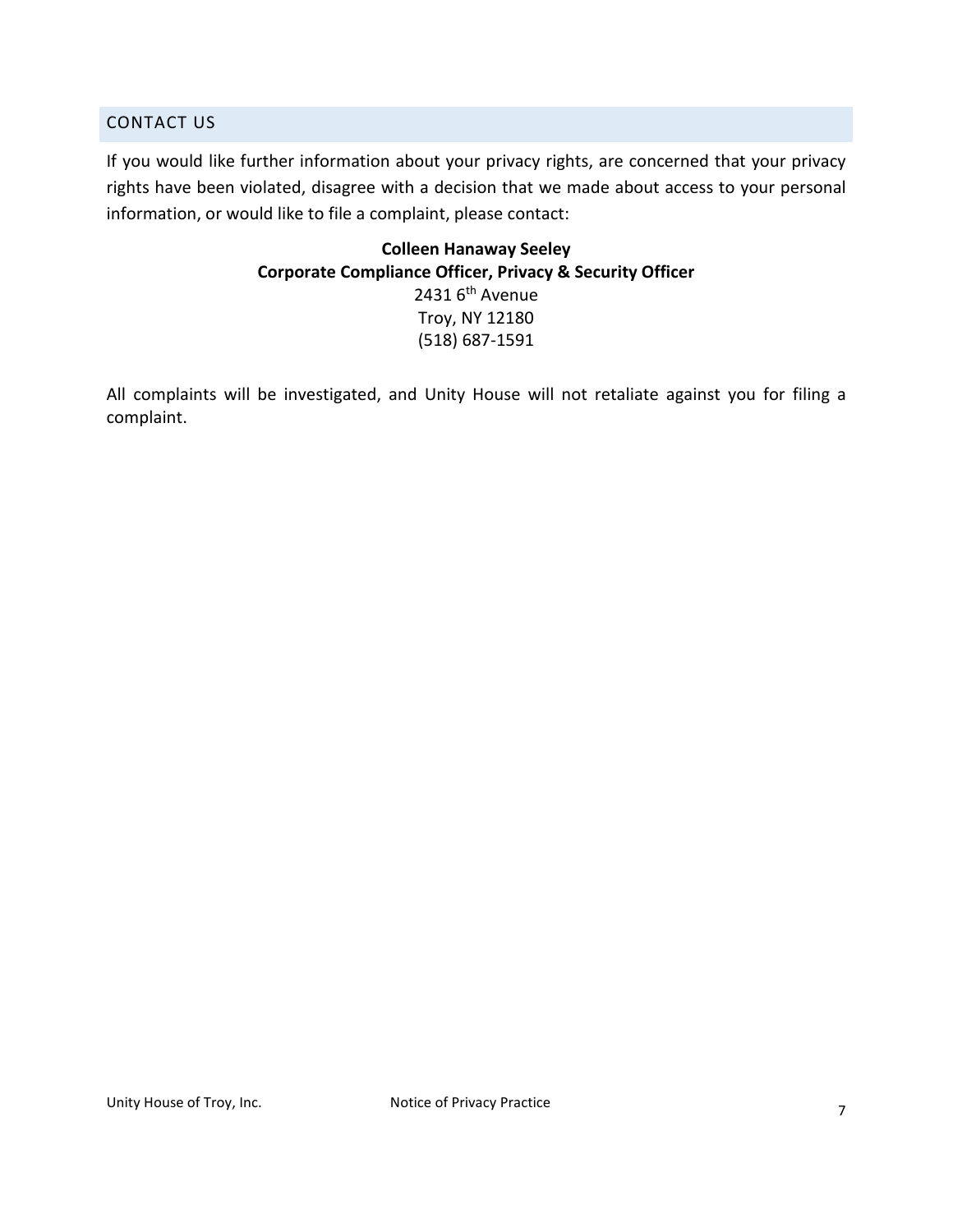## CONTACT US

If you would like further information about your privacy rights, are concerned that your privacy rights have been violated, disagree with a decision that we made about access to your personal information, or would like to file a complaint, please contact:

**Colleen Hanaway Seeley**
**Corporate Compliance Officer, Privacy & Security Officer**
2431 6th Avenue
Troy, NY 12180
(518) 687-1591

All complaints will be investigated, and Unity House will not retaliate against you for filing a complaint.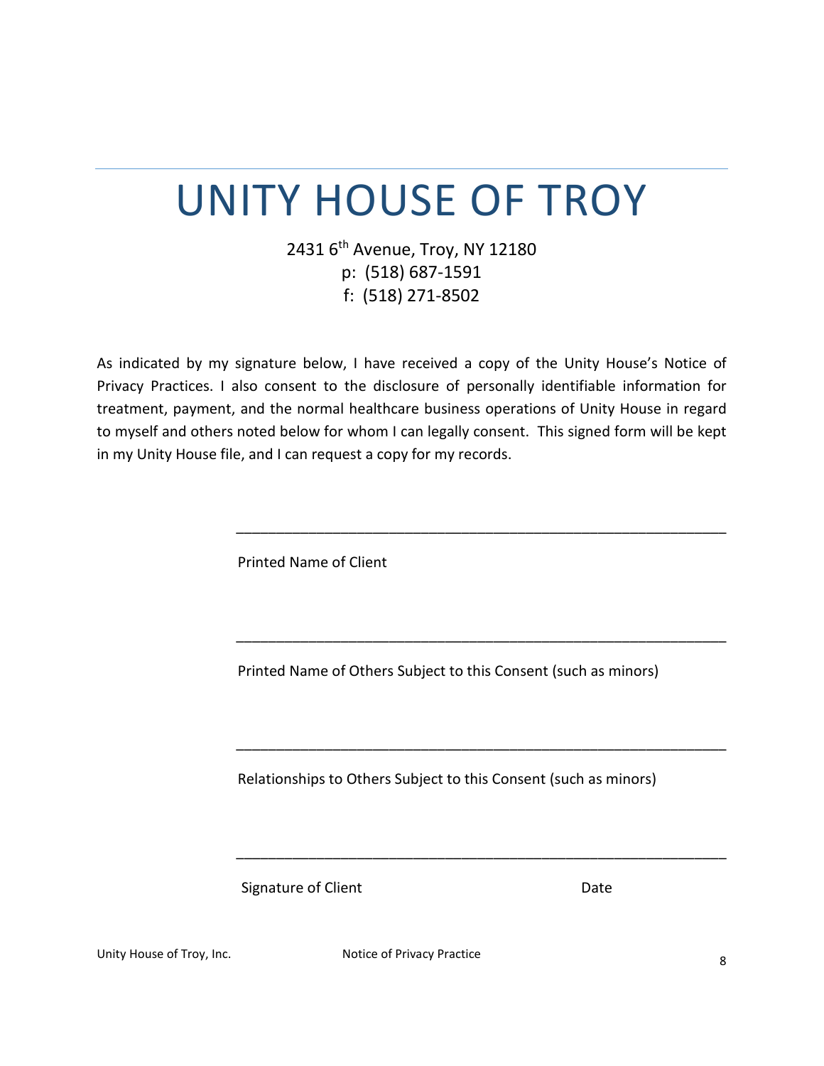# UNITY HOUSE OF TROY

2431 6th Avenue, Troy, NY 12180
p: (518) 687-1591
f: (518) 271-8502

As indicated by my signature below, I have received a copy of the Unity House's Notice of Privacy Practices. I also consent to the disclosure of personally identifiable information for treatment, payment, and the normal healthcare business operations of Unity House in regard to myself and others noted below for whom I can legally consent. This signed form will be kept in my Unity House file, and I can request a copy for my records.

______________________________________________________________

Printed Name of Client

______________________________________________________________

Printed Name of Others Subject to this Consent (such as minors)

______________________________________________________________

Relationships to Others Subject to this Consent (such as minors)

______________________________________________________________

Signature of Client                                        Date